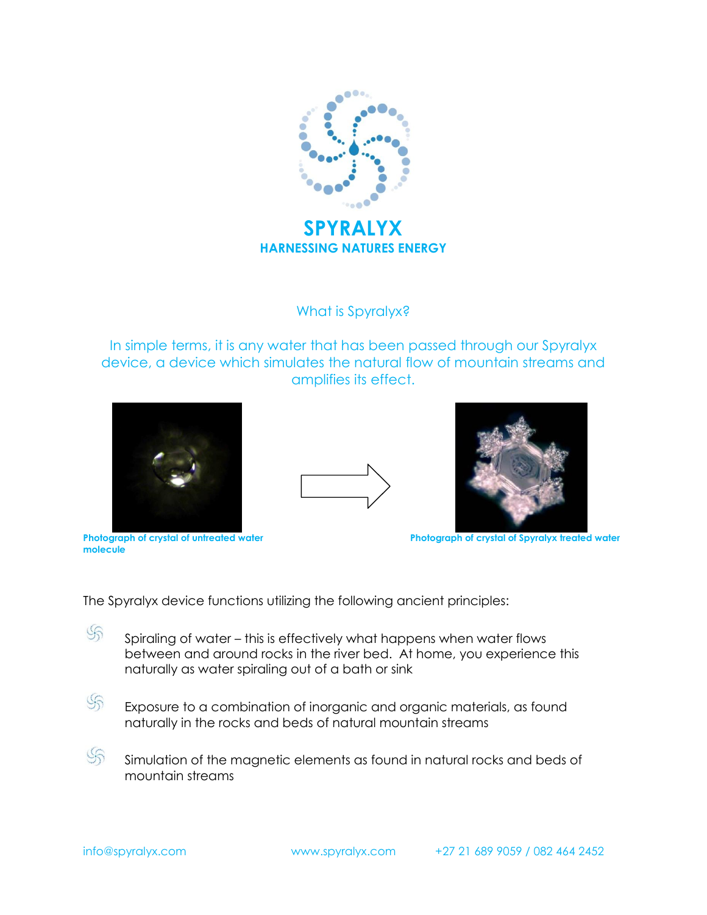# SPYRALYX

**HARNESSING NATURES ENERGY**

## What is Spyralyx?

In simple terms, it is any water that has been passed through our Spyralyx device, a device which simulates the natural flow of mountain streams and amplifies its effect.

**Photograph of crystal of untreated water molecule**

**Photograph of crystal of Spyralyx treated water**

The Spyralyx device functions utilizing the following ancient principles:

- Spiraling of water – this is effectively what happens when water flows between and around rocks in the river bed. At home, you experience this naturally as water spiraling out of a bath or sink
- Exposure to a combination of inorganic and organic materials, as found naturally in the rocks and beds of natural mountain streams
- Simulation of the magnetic elements as found in natural rocks and beds of mountain streams

info@spyralyx.com    www.spyralyx.com    +27 21 689 9059 / 082 464 2452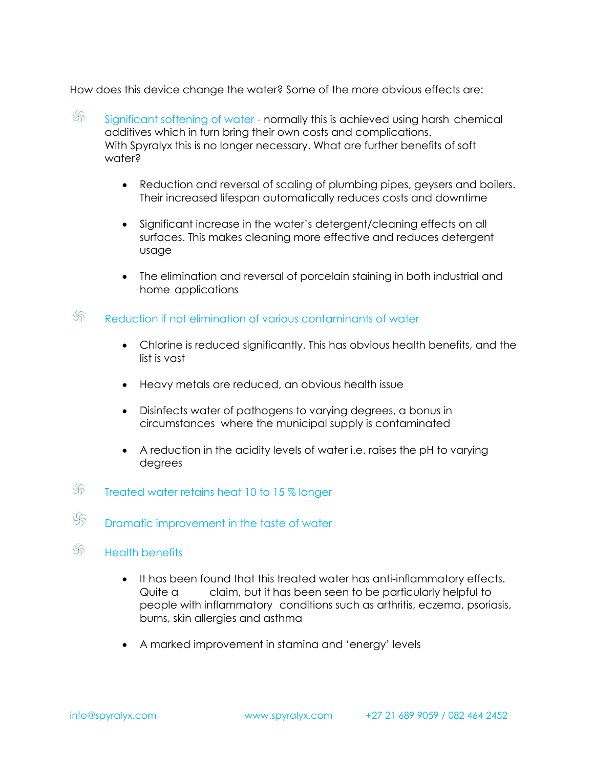How does this device change the water? Some of the more obvious effects are:

- Significant softening of water - normally this is achieved using harsh chemical additives which in turn bring their own costs and complications. With Spyralyx this is no longer necessary. What are further benefits of soft water?

    - Reduction and reversal of scaling of plumbing pipes, geysers and boilers. Their increased lifespan automatically reduces costs and downtime

    - Significant increase in the water's detergent/cleaning effects on all surfaces. This makes cleaning more effective and reduces detergent usage

    - The elimination and reversal of porcelain staining in both industrial and home applications

- Reduction if not elimination of various contaminants of water

    - Chlorine is reduced significantly. This has obvious health benefits, and the list is vast

    - Heavy metals are reduced, an obvious health issue

    - Disinfects water of pathogens to varying degrees, a bonus in circumstances where the municipal supply is contaminated

    - A reduction in the acidity levels of water i.e. raises the pH to varying degrees

- Treated water retains heat 10 to 15 % longer

- Dramatic improvement in the taste of water

- Health benefits

    - It has been found that this treated water has anti-inflammatory effects. Quite a claim, but it has been seen to be particularly helpful to people with inflammatory conditions such as arthritis, eczema, psoriasis, burns, skin allergies and asthma

    - A marked improvement in stamina and 'energy' levels

info@spyralyx.com www.spyralyx.com +27 21 689 9059 / 082 464 2452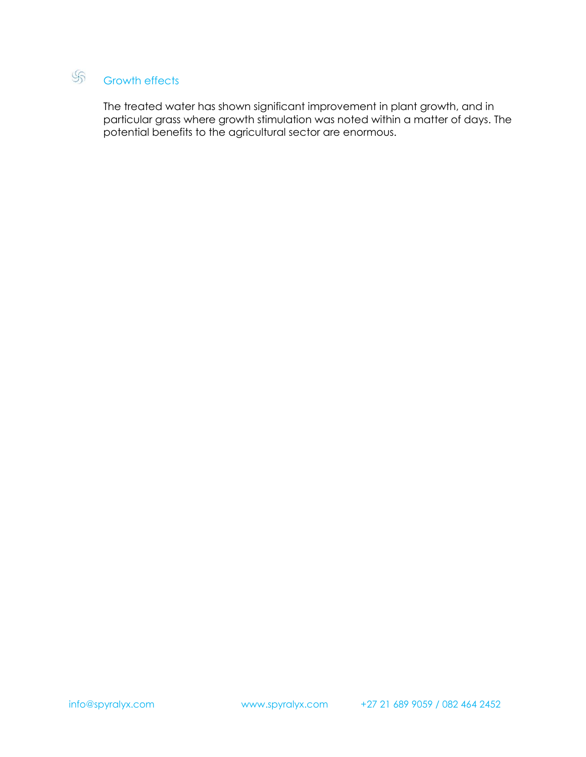## Growth effects

The treated water has shown significant improvement in plant growth, and in particular grass where growth stimulation was noted within a matter of days. The potential benefits to the agricultural sector are enormous.

info@spyralyx.com www.spyralyx.com +27 21 689 9059 / 082 464 2452